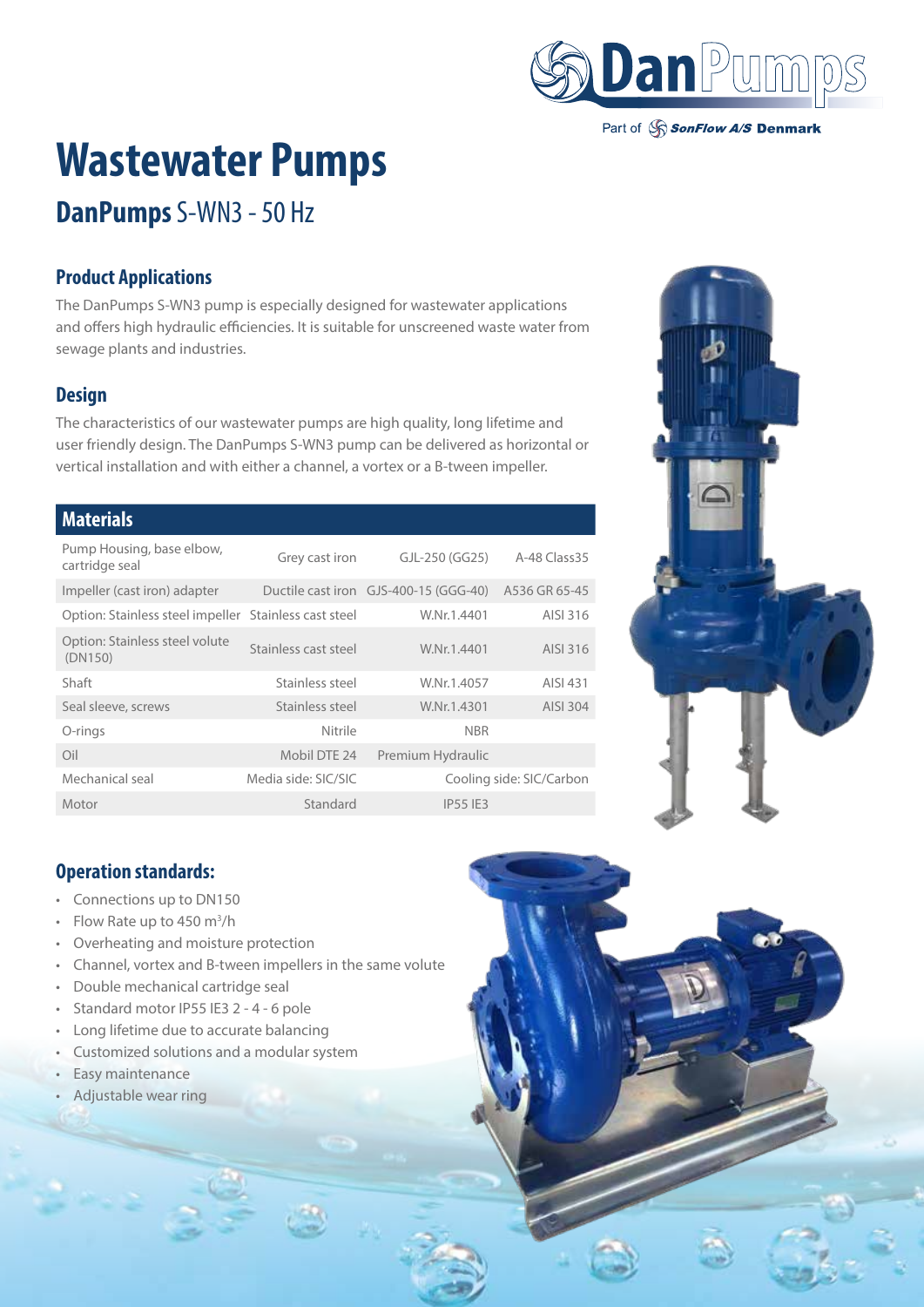# Wastewater Pumps

## DanPumps S-WN3 - 50 Hz

### Product Applications

The DanPumps S-WN3 pump is especially designed for wastewater applications and offers high hydraulic efficiencies. It is suitable for unscreened waste water from sewage plants and industries.

### Design

The characteristics of our wastewater pumps are high quality, long lifetime and user friendly design. The DanPumps S-WN3 pump can be delivered as horizontal or vertical installation and with either a channel, a vortex or a B-tween impeller.

### Materials

| | | | |
|---|---|---|---|
| Pump Housing, base elbow, cartridge seal | Grey cast iron | GJL-250 (GG25) | A-48 Class35 |
| Impeller (cast iron) adapter | Ductile cast iron | GJS-400-15 (GGG-40) | A536 GR 65-45 |
| Option: Stainless steel impeller | Stainless cast steel | W.Nr.1.4401 | AISI 316 |
| Option: Stainless steel volute (DN150) | Stainless cast steel | W.Nr.1.4401 | AISI 316 |
| Shaft | Stainless steel | W.Nr.1.4057 | AISI 431 |
| Seal sleeve, screws | Stainless steel | W.Nr.1.4301 | AISI 304 |
| O-rings | Nitrile | NBR | |
| Oil | Mobil DTE 24 | Premium Hydraulic | |
| Mechanical seal | Media side: SIC/SIC | Cooling side: SIC/Carbon | |
| Motor | Standard | IP55 IE3 | |

### Operation standards:

- Connections up to DN150
- Flow Rate up to 450 m$^3$/h
- Overheating and moisture protection
- Channel, vortex and B-tween impellers in the same volute
- Double mechanical cartridge seal
- Standard motor IP55 IE3 2 - 4 - 6 pole
- Long lifetime due to accurate balancing
- Customized solutions and a modular system
- Easy maintenance
- Adjustable wear ring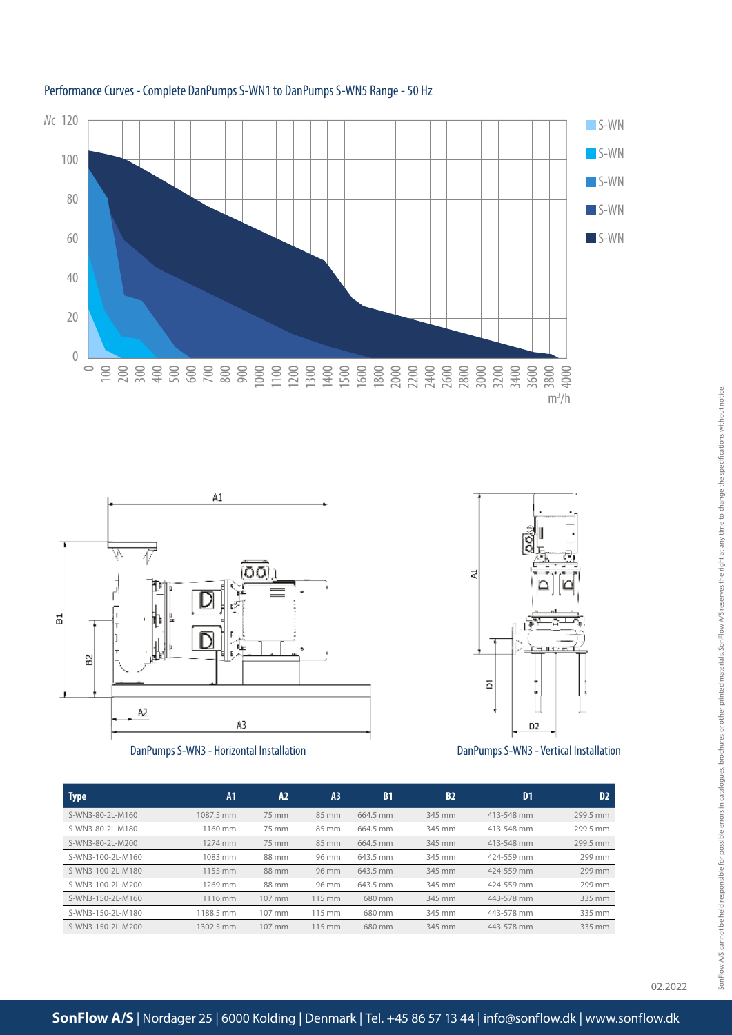## Performance Curves - Complete DanPumps S-WN1 to DanPumps S-WN5 Range - 50 Hz

Mc 120
100
80
60
40
20
0

0 100 200 300 400 500 600 700 800 900 1000 1100 1200 1300 1400 1500 1600 1800 2000 2200 2400 2600 2800 3000 3200 3400 3600 3800 4000
m³/h

S-WN
S-WN
S-WN
S-WN
S-WN

A1
B1
B2
A2
A3

DanPumps S-WN3 - Horizontal Installation

A1
D1
D2

DanPumps S-WN3 - Vertical Installation

| Type | A1 | A2 | A3 | B1 | B2 | D1 | D2 |
|---|---|---|---|---|---|---|---|
| S-WN3-80-2L-M160 | 1087.5 mm | 75 mm | 85 mm | 664.5 mm | 345 mm | 413-548 mm | 299.5 mm |
| S-WN3-80-2L-M180 | 1160 mm | 75 mm | 85 mm | 664.5 mm | 345 mm | 413-548 mm | 299.5 mm |
| S-WN3-80-2L-M200 | 1274 mm | 75 mm | 85 mm | 664.5 mm | 345 mm | 413-548 mm | 299.5 mm |
| S-WN3-100-2L-M160 | 1083 mm | 88 mm | 96 mm | 643.5 mm | 345 mm | 424-559 mm | 299 mm |
| S-WN3-100-2L-M180 | 1155 mm | 88 mm | 96 mm | 643.5 mm | 345 mm | 424-559 mm | 299 mm |
| S-WN3-100-2L-M200 | 1269 mm | 88 mm | 96 mm | 643.5 mm | 345 mm | 424-559 mm | 299 mm |
| S-WN3-150-2L-M160 | 1116 mm | 107 mm | 115 mm | 680 mm | 345 mm | 443-578 mm | 335 mm |
| S-WN3-150-2L-M180 | 1188.5 mm | 107 mm | 115 mm | 680 mm | 345 mm | 443-578 mm | 335 mm |
| S-WN3-150-2L-M200 | 1302.5 mm | 107 mm | 115 mm | 680 mm | 345 mm | 443-578 mm | 335 mm |

SonFlow A/S cannot be held responsible for possible errors in catalogues, brochures or other printed materials. SonFlow A/S reserves the right at any time to change the specifications without notice.

02.2022

**SonFlow A/S** | Nordager 25 | 6000 Kolding | Denmark | Tel. +45 86 57 13 44 | info@sonflow.dk | www.sonflow.dk